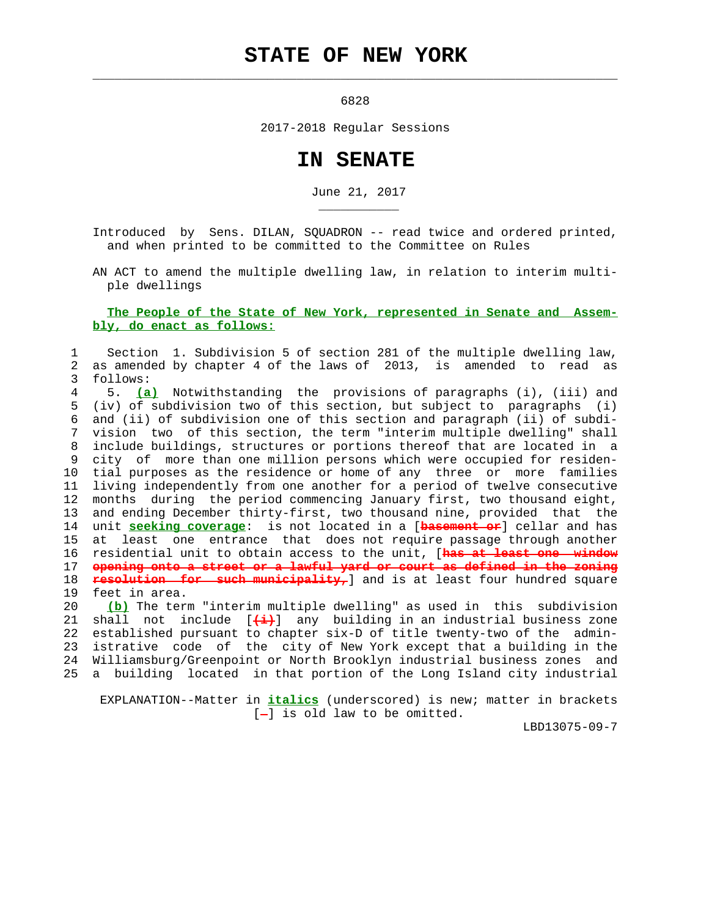# STATE OF NEW YORK

6828

2017-2018 Regular Sessions

# IN SENATE

June 21, 2017

Introduced by Sens. DILAN, SQUADRON -- read twice and ordered printed, and when printed to be committed to the Committee on Rules

AN ACT to amend the multiple dwelling law, in relation to interim multiple dwellings

**The People of the State of New York, represented in Senate and Assembly, do enact as follows:**

1 Section 1. Subdivision 5 of section 281 of the multiple dwelling law,
2 as amended by chapter 4 of the laws of 2013, is amended to read as
3 follows:
4 5. *(a)* Notwithstanding the provisions of paragraphs (i), (iii) and
5 (iv) of subdivision two of this section, but subject to paragraphs (i)
6 and (ii) of subdivision one of this section and paragraph (ii) of subdi-
7 vision two of this section, the term "interim multiple dwelling" shall
8 include buildings, structures or portions thereof that are located in a
9 city of more than one million persons which were occupied for residen-
10 tial purposes as the residence or home of any three or more families
11 living independently from one another for a period of twelve consecutive
12 months during the period commencing January first, two thousand eight,
13 and ending December thirty-first, two thousand nine, provided that the
14 unit *seeking coverage*: is not located in a [basement or] cellar and has
15 at least one entrance that does not require passage through another
16 residential unit to obtain access to the unit, [has at least one window
17 opening onto a street or a lawful yard or court as defined in the zoning
18 resolution for such municipality,] and is at least four hundred square
19 feet in area.
20 *(b)* The term "interim multiple dwelling" as used in this subdivision
21 shall not include [(i)] any building in an industrial business zone
22 established pursuant to chapter six-D of title twenty-two of the admin-
23 istrative code of the city of New York except that a building in the
24 Williamsburg/Greenpoint or North Brooklyn industrial business zones and
25 a building located in that portion of the Long Island city industrial

EXPLANATION--Matter in *italics* (underscored) is new; matter in brackets [-] is old law to be omitted.

LBD13075-09-7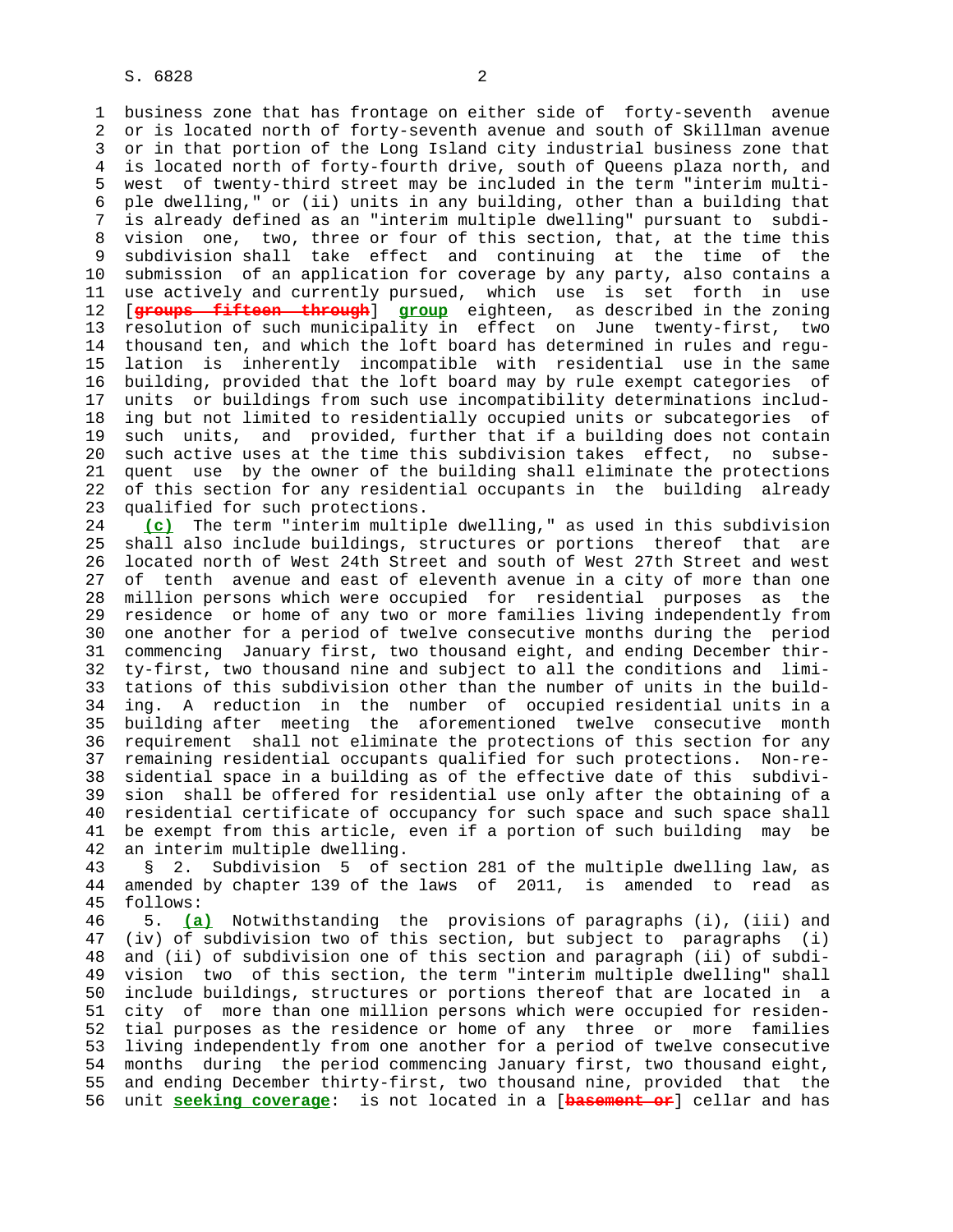business zone that has frontage on either side of forty-seventh avenue or is located north of forty-seventh avenue and south of Skillman avenue or in that portion of the Long Island city industrial business zone that is located north of forty-fourth drive, south of Queens plaza north, and west of twenty-third street may be included in the term "interim multiple dwelling," or (ii) units in any building, other than a building that is already defined as an "interim multiple dwelling" pursuant to subdivision one, two, three or four of this section, that, at the time this subdivision shall take effect and continuing at the time of the submission of an application for coverage by any party, also contains a use actively and currently pursued, which use is set forth in use [~~groups fifteen through~~] **group** eighteen, as described in the zoning resolution of such municipality in effect on June twenty-first, two thousand ten, and which the loft board has determined in rules and regulation is inherently incompatible with residential use in the same building, provided that the loft board may by rule exempt categories of units or buildings from such use incompatibility determinations including but not limited to residentially occupied units or subcategories of such units, and provided, further that if a building does not contain such active uses at the time this subdivision takes effect, no subsequent use by the owner of the building shall eliminate the protections of this section for any residential occupants in the building already qualified for such protections.

**(c)** The term "interim multiple dwelling," as used in this subdivision shall also include buildings, structures or portions thereof that are located north of West 24th Street and south of West 27th Street and west of tenth avenue and east of eleventh avenue in a city of more than one million persons which were occupied for residential purposes as the residence or home of any two or more families living independently from one another for a period of twelve consecutive months during the period commencing January first, two thousand eight, and ending December thirty-first, two thousand nine and subject to all the conditions and limitations of this subdivision other than the number of units in the building. A reduction in the number of occupied residential units in a building after meeting the aforementioned twelve consecutive month requirement shall not eliminate the protections of this section for any remaining residential occupants qualified for such protections. Non-residential space in a building as of the effective date of this subdivision shall be offered for residential use only after the obtaining of a residential certificate of occupancy for such space and such space shall be exempt from this article, even if a portion of such building may be an interim multiple dwelling.

§ 2. Subdivision 5 of section 281 of the multiple dwelling law, as amended by chapter 139 of the laws of 2011, is amended to read as follows:

5. **(a)** Notwithstanding the provisions of paragraphs (i), (iii) and (iv) of subdivision two of this section, but subject to paragraphs (i) and (ii) of subdivision one of this section and paragraph (ii) of subdivision two of this section, the term "interim multiple dwelling" shall include buildings, structures or portions thereof that are located in a city of more than one million persons which were occupied for residential purposes as the residence or home of any three or more families living independently from one another for a period of twelve consecutive months during the period commencing January first, two thousand eight, and ending December thirty-first, two thousand nine, provided that the unit **seeking coverage**: is not located in a [~~basement or~~] cellar and has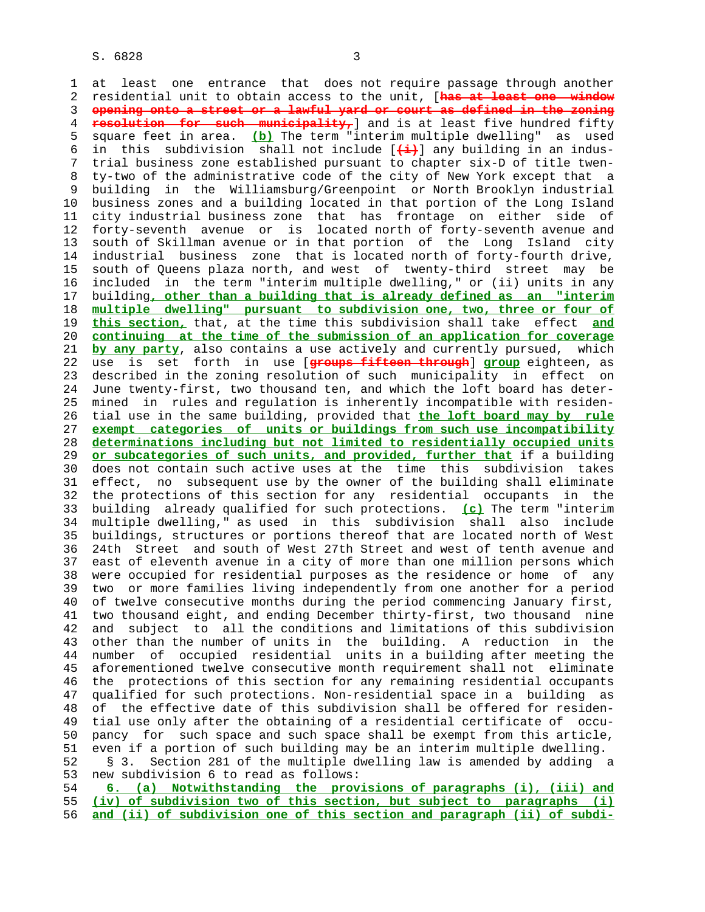at least one entrance that does not require passage through another residential unit to obtain access to the unit, [~~has at least one window opening onto a street or a lawful yard or court as defined in the zoning resolution for such municipality,~~] and is at least five hundred fifty square feet in area. **(b)** The term "interim multiple dwelling" as used in this subdivision shall not include [~~(i)~~] any building in an industrial business zone established pursuant to chapter six-D of title twenty-two of the administrative code of the city of New York except that a building in the Williamsburg/Greenpoint or North Brooklyn industrial business zones and a building located in that portion of the Long Island city industrial business zone that has frontage on either side of forty-seventh avenue or is located north of forty-seventh avenue and south of Skillman avenue or in that portion of the Long Island city industrial business zone that is located north of forty-fourth drive, south of Queens plaza north, and west of twenty-third street may be included in the term "interim multiple dwelling," or (ii) units in any building**, other than a building that is already defined as an "interim multiple dwelling" pursuant to subdivision one, two, three or four of this section,** that, at the time this subdivision shall take effect **and continuing at the time of the submission of an application for coverage by any party**, also contains a use actively and currently pursued, which use is set forth in use [~~groups fifteen through~~] **group** eighteen, as described in the zoning resolution of such municipality in effect on June twenty-first, two thousand ten, and which the loft board has determined in rules and regulation is inherently incompatible with residential use in the same building, provided that **the loft board may by rule exempt categories of units or buildings from such use incompatibility determinations including but not limited to residentially occupied units or subcategories of such units, and provided, further that** if a building does not contain such active uses at the time this subdivision takes effect, no subsequent use by the owner of the building shall eliminate the protections of this section for any residential occupants in the building already qualified for such protections. **(c)** The term "interim multiple dwelling," as used in this subdivision shall also include buildings, structures or portions thereof that are located north of West 24th Street and south of West 27th Street and west of tenth avenue and east of eleventh avenue in a city of more than one million persons which were occupied for residential purposes as the residence or home of any two or more families living independently from one another for a period of twelve consecutive months during the period commencing January first, two thousand eight, and ending December thirty-first, two thousand nine and subject to all the conditions and limitations of this subdivision other than the number of units in the building. A reduction in the number of occupied residential units in a building after meeting the aforementioned twelve consecutive month requirement shall not eliminate the protections of this section for any remaining residential occupants qualified for such protections. Non-residential space in a building as of the effective date of this subdivision shall be offered for residential use only after the obtaining of a residential certificate of occupancy for such space and such space shall be exempt from this article, even if a portion of such building may be an interim multiple dwelling.

§ 3. Section 281 of the multiple dwelling law is amended by adding a new subdivision 6 to read as follows:

**6. (a) Notwithstanding the provisions of paragraphs (i), (iii) and (iv) of subdivision two of this section, but subject to paragraphs (i) and (ii) of subdivision one of this section and paragraph (ii) of subdi-**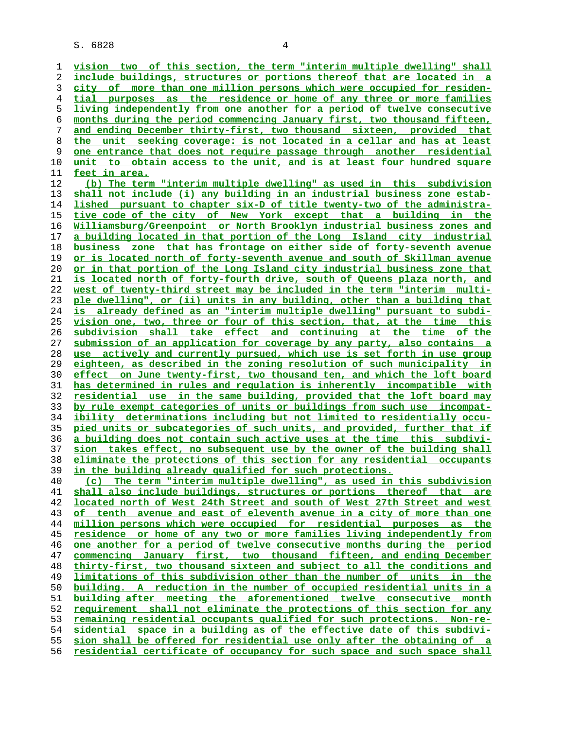vision two of this section, the term "interim multiple dwelling" shall include buildings, structures or portions thereof that are located in a city of more than one million persons which were occupied for residential purposes as the residence or home of any three or more families living independently from one another for a period of twelve consecutive months during the period commencing January first, two thousand fifteen, and ending December thirty-first, two thousand sixteen, provided that the unit seeking coverage: is not located in a cellar and has at least one entrance that does not require passage through another residential unit to obtain access to the unit, and is at least four hundred square feet in area.

(b) The term "interim multiple dwelling" as used in this subdivision shall not include (i) any building in an industrial business zone established pursuant to chapter six-D of title twenty-two of the administrative code of the city of New York except that a building in the Williamsburg/Greenpoint or North Brooklyn industrial business zones and a building located in that portion of the Long Island city industrial business zone that has frontage on either side of forty-seventh avenue or is located north of forty-seventh avenue and south of Skillman avenue or in that portion of the Long Island city industrial business zone that is located north of forty-fourth drive, south of Queens plaza north, and west of twenty-third street may be included in the term "interim multiple dwelling", or (ii) units in any building, other than a building that is already defined as an "interim multiple dwelling" pursuant to subdivision one, two, three or four of this section, that, at the time this subdivision shall take effect and continuing at the time of the submission of an application for coverage by any party, also contains a use actively and currently pursued, which use is set forth in use group eighteen, as described in the zoning resolution of such municipality in effect on June twenty-first, two thousand ten, and which the loft board has determined in rules and regulation is inherently incompatible with residential use in the same building, provided that the loft board may by rule exempt categories of units or buildings from such use incompatibility determinations including but not limited to residentially occupied units or subcategories of such units, and provided, further that if a building does not contain such active uses at the time this subdivision takes effect, no subsequent use by the owner of the building shall eliminate the protections of this section for any residential occupants in the building already qualified for such protections.

(c) The term "interim multiple dwelling", as used in this subdivision shall also include buildings, structures or portions thereof that are located north of West 24th Street and south of West 27th Street and west of tenth avenue and east of eleventh avenue in a city of more than one million persons which were occupied for residential purposes as the residence or home of any two or more families living independently from one another for a period of twelve consecutive months during the period commencing January first, two thousand fifteen, and ending December thirty-first, two thousand sixteen and subject to all the conditions and limitations of this subdivision other than the number of units in the building. A reduction in the number of occupied residential units in a building after meeting the aforementioned twelve consecutive month requirement shall not eliminate the protections of this section for any remaining residential occupants qualified for such protections. Non-residential space in a building as of the effective date of this subdivision shall be offered for residential use only after the obtaining of a residential certificate of occupancy for such space and such space shall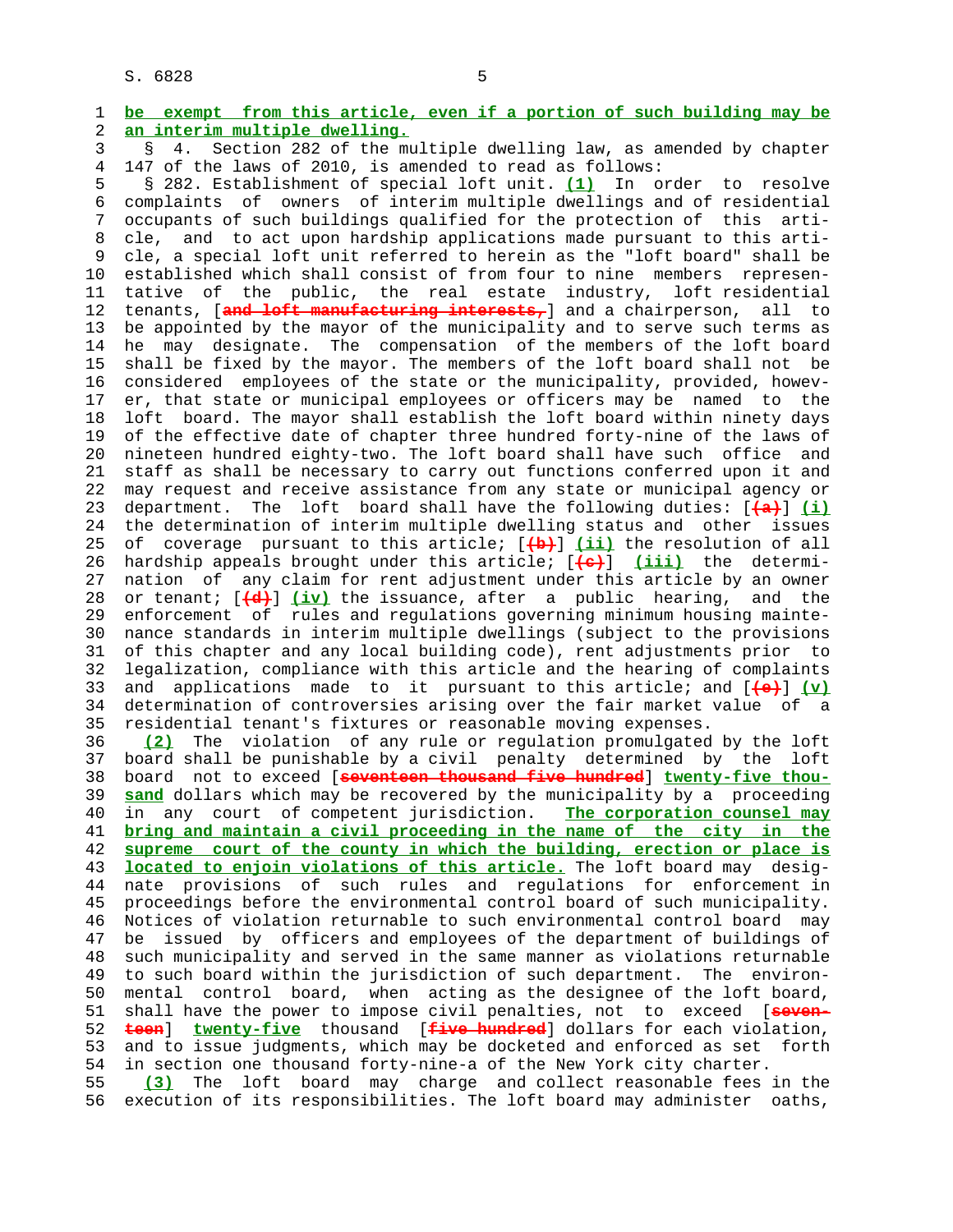be exempt from this article, even if a portion of such building may be an interim multiple dwelling.

§ 4. Section 282 of the multiple dwelling law, as amended by chapter 147 of the laws of 2010, is amended to read as follows:

§ 282. Establishment of special loft unit. (1) In order to resolve complaints of owners of interim multiple dwellings and of residential occupants of such buildings qualified for the protection of this article, and to act upon hardship applications made pursuant to this article, a special loft unit referred to herein as the "loft board" shall be established which shall consist of from four to nine members representative of the public, the real estate industry, loft residential tenants, [and loft manufacturing interests,] and a chairperson, all to be appointed by the mayor of the municipality and to serve such terms as he may designate. The compensation of the members of the loft board shall be fixed by the mayor. The members of the loft board shall not be considered employees of the state or the municipality, provided, however, that state or municipal employees or officers may be named to the loft board. The mayor shall establish the loft board within ninety days of the effective date of chapter three hundred forty-nine of the laws of nineteen hundred eighty-two. The loft board shall have such office and staff as shall be necessary to carry out functions conferred upon it and may request and receive assistance from any state or municipal agency or department. The loft board shall have the following duties: [(a)] (i) the determination of interim multiple dwelling status and other issues of coverage pursuant to this article; [(b)] (ii) the resolution of all hardship appeals brought under this article; [(c)] (iii) the determination of any claim for rent adjustment under this article by an owner or tenant; [(d)] (iv) the issuance, after a public hearing, and the enforcement of rules and regulations governing minimum housing maintenance standards in interim multiple dwellings (subject to the provisions of this chapter and any local building code), rent adjustments prior to legalization, compliance with this article and the hearing of complaints and applications made to it pursuant to this article; and [(e)] (v) determination of controversies arising over the fair market value of a residential tenant's fixtures or reasonable moving expenses.

(2) The violation of any rule or regulation promulgated by the loft board shall be punishable by a civil penalty determined by the loft board not to exceed [seventeen thousand five hundred] twenty-five thousand dollars which may be recovered by the municipality by a proceeding in any court of competent jurisdiction. The corporation counsel may bring and maintain a civil proceeding in the name of the city in the supreme court of the county in which the building, erection or place is located to enjoin violations of this article. The loft board may designate provisions of such rules and regulations for enforcement in proceedings before the environmental control board of such municipality. Notices of violation returnable to such environmental control board may be issued by officers and employees of the department of buildings of such municipality and served in the same manner as violations returnable to such board within the jurisdiction of such department. The environmental control board, when acting as the designee of the loft board, shall have the power to impose civil penalties, not to exceed [seventeen] twenty-five thousand [five hundred] dollars for each violation, and to issue judgments, which may be docketed and enforced as set forth in section one thousand forty-nine-a of the New York city charter.

(3) The loft board may charge and collect reasonable fees in the execution of its responsibilities. The loft board may administer oaths,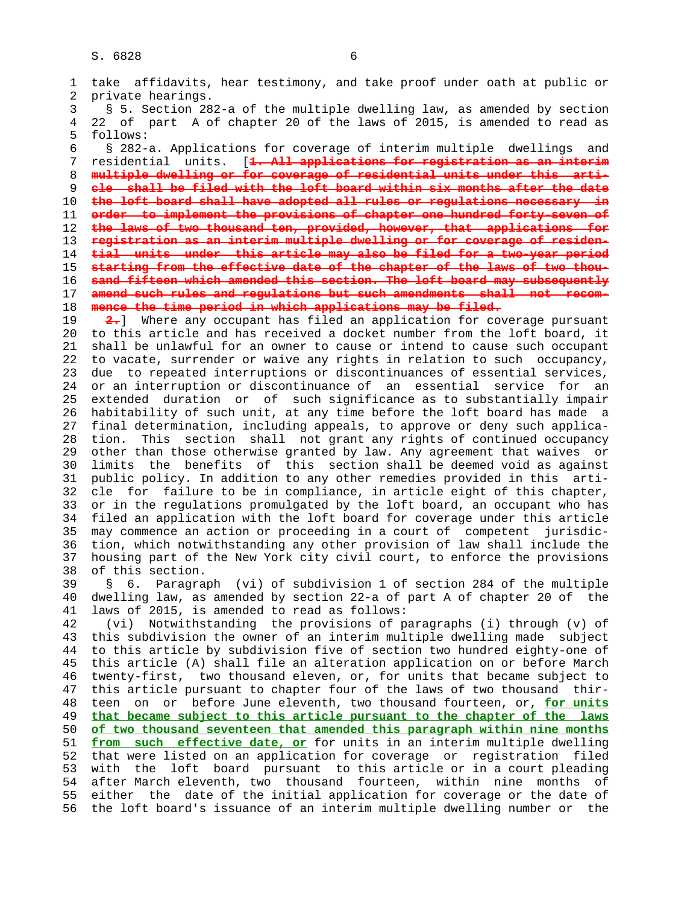take affidavits, hear testimony, and take proof under oath at public or private hearings.

§ 5. Section 282-a of the multiple dwelling law, as amended by section 22 of part A of chapter 20 of the laws of 2015, is amended to read as follows:

§ 282-a. Applications for coverage of interim multiple dwellings and residential units. [~~1. All applications for registration as an interim multiple dwelling or for coverage of residential units under this article shall be filed with the loft board within six months after the date the loft board shall have adopted all rules or regulations necessary in order to implement the provisions of chapter one hundred forty-seven of the laws of two thousand ten, provided, however, that applications for registration as an interim multiple dwelling or for coverage of residential units under this article may also be filed for a two-year period starting from the effective date of the chapter of the laws of two thousand fifteen which amended this section. The loft board may subsequently amend such rules and regulations but such amendments shall not recommence the time period in which applications may be filed.~~

~~2.~~] Where any occupant has filed an application for coverage pursuant to this article and has received a docket number from the loft board, it shall be unlawful for an owner to cause or intend to cause such occupant to vacate, surrender or waive any rights in relation to such occupancy, due to repeated interruptions or discontinuances of essential services, or an interruption or discontinuance of an essential service for an extended duration or of such significance as to substantially impair habitability of such unit, at any time before the loft board has made a final determination, including appeals, to approve or deny such application. This section shall not grant any rights of continued occupancy other than those otherwise granted by law. Any agreement that waives or limits the benefits of this section shall be deemed void as against public policy. In addition to any other remedies provided in this article for failure to be in compliance, in article eight of this chapter, or in the regulations promulgated by the loft board, an occupant who has filed an application with the loft board for coverage under this article may commence an action or proceeding in a court of competent jurisdiction, which notwithstanding any other provision of law shall include the housing part of the New York city civil court, to enforce the provisions of this section.

§ 6. Paragraph (vi) of subdivision 1 of section 284 of the multiple dwelling law, as amended by section 22-a of part A of chapter 20 of the laws of 2015, is amended to read as follows:

(vi) Notwithstanding the provisions of paragraphs (i) through (v) of this subdivision the owner of an interim multiple dwelling made subject to this article by subdivision five of section two hundred eighty-one of this article (A) shall file an alteration application on or before March twenty-first, two thousand eleven, or, for units that became subject to this article pursuant to chapter four of the laws of two thousand thirteen on or before June eleventh, two thousand fourteen, or, <u>for units that became subject to this article pursuant to the chapter of the laws of two thousand seventeen that amended this paragraph within nine months from such effective date, or</u> for units in an interim multiple dwelling that were listed on an application for coverage or registration filed with the loft board pursuant to this article or in a court pleading after March eleventh, two thousand fourteen, within nine months of either the date of the initial application for coverage or the date of the loft board's issuance of an interim multiple dwelling number or the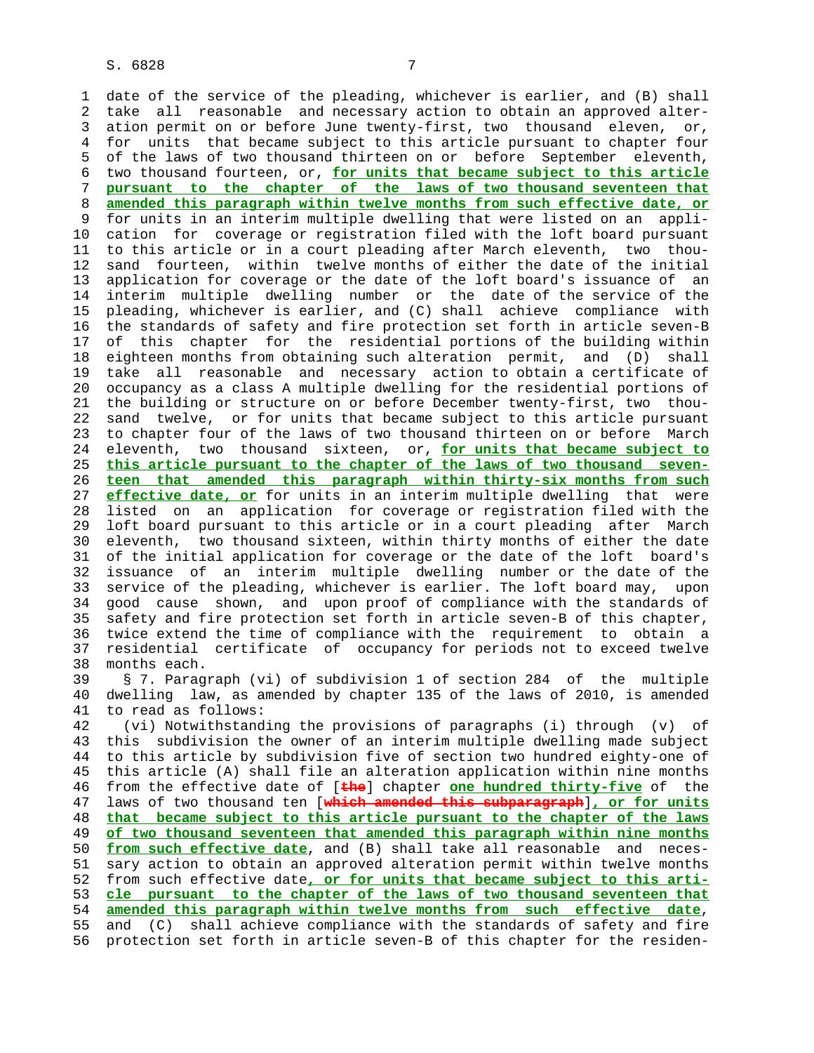date of the service of the pleading, whichever is earlier, and (B) shall take all reasonable and necessary action to obtain an approved alteration permit on or before June twenty-first, two thousand eleven, or, for units that became subject to this article pursuant to chapter four of the laws of two thousand thirteen on or before September eleventh, two thousand fourteen, or, **for units that became subject to this article pursuant to the chapter of the laws of two thousand seventeen that amended this paragraph within twelve months from such effective date, or** for units in an interim multiple dwelling that were listed on an application for coverage or registration filed with the loft board pursuant to this article or in a court pleading after March eleventh, two thousand fourteen, within twelve months of either the date of the initial application for coverage or the date of the loft board's issuance of an interim multiple dwelling number or the date of the service of the pleading, whichever is earlier, and (C) shall achieve compliance with the standards of safety and fire protection set forth in article seven-B of this chapter for the residential portions of the building within eighteen months from obtaining such alteration permit, and (D) shall take all reasonable and necessary action to obtain a certificate of occupancy as a class A multiple dwelling for the residential portions of the building or structure on or before December twenty-first, two thousand twelve, or for units that became subject to this article pursuant to chapter four of the laws of two thousand thirteen on or before March eleventh, two thousand sixteen, or, **for units that became subject to this article pursuant to the chapter of the laws of two thousand seventeen that amended this paragraph within thirty-six months from such effective date, or** for units in an interim multiple dwelling that were listed on an application for coverage or registration filed with the loft board pursuant to this article or in a court pleading after March eleventh, two thousand sixteen, within thirty months of either the date of the initial application for coverage or the date of the loft board's issuance of an interim multiple dwelling number or the date of the service of the pleading, whichever is earlier. The loft board may, upon good cause shown, and upon proof of compliance with the standards of safety and fire protection set forth in article seven-B of this chapter, twice extend the time of compliance with the requirement to obtain a residential certificate of occupancy for periods not to exceed twelve months each.

§ 7. Paragraph (vi) of subdivision 1 of section 284 of the multiple dwelling law, as amended by chapter 135 of the laws of 2010, is amended to read as follows:

(vi) Notwithstanding the provisions of paragraphs (i) through (v) of this subdivision the owner of an interim multiple dwelling made subject to this article by subdivision five of section two hundred eighty-one of this article (A) shall file an alteration application within nine months from the effective date of [~~the~~] chapter **one hundred thirty-five** of the laws of two thousand ten [~~which amended this subparagraph~~]**, or for units that became subject to this article pursuant to the chapter of the laws of two thousand seventeen that amended this paragraph within nine months from such effective date**, and (B) shall take all reasonable and necessary action to obtain an approved alteration permit within twelve months from such effective date**, or for units that became subject to this article pursuant to the chapter of the laws of two thousand seventeen that amended this paragraph within twelve months from such effective date**, and (C) shall achieve compliance with the standards of safety and fire protection set forth in article seven-B of this chapter for the residen-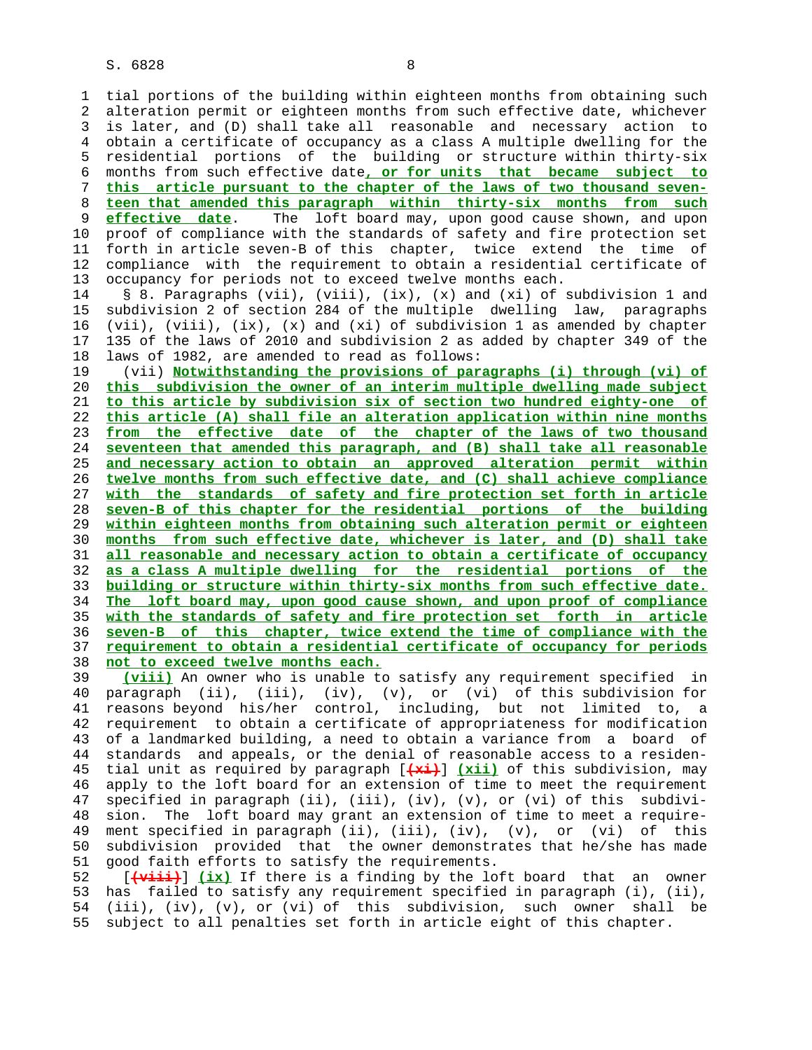tial portions of the building within eighteen months from obtaining such alteration permit or eighteen months from such effective date, whichever is later, and (D) shall take all reasonable and necessary action to obtain a certificate of occupancy as a class A multiple dwelling for the residential portions of the building or structure within thirty-six months from such effective date**, or for units that became subject to this article pursuant to the chapter of the laws of two thousand seventeen that amended this paragraph within thirty-six months from such effective date**. The loft board may, upon good cause shown, and upon proof of compliance with the standards of safety and fire protection set forth in article seven-B of this chapter, twice extend the time of compliance with the requirement to obtain a residential certificate of occupancy for periods not to exceed twelve months each.

§ 8. Paragraphs (vii), (viii), (ix), (x) and (xi) of subdivision 1 and subdivision 2 of section 284 of the multiple dwelling law, paragraphs (vii), (viii), (ix), (x) and (xi) of subdivision 1 as amended by chapter 135 of the laws of 2010 and subdivision 2 as added by chapter 349 of the laws of 1982, are amended to read as follows:

(vii) **Notwithstanding the provisions of paragraphs (i) through (vi) of this subdivision the owner of an interim multiple dwelling made subject to this article by subdivision six of section two hundred eighty-one of this article (A) shall file an alteration application within nine months from the effective date of the chapter of the laws of two thousand seventeen that amended this paragraph, and (B) shall take all reasonable and necessary action to obtain an approved alteration permit within twelve months from such effective date, and (C) shall achieve compliance with the standards of safety and fire protection set forth in article seven-B of this chapter for the residential portions of the building within eighteen months from obtaining such alteration permit or eighteen months from such effective date, whichever is later, and (D) shall take all reasonable and necessary action to obtain a certificate of occupancy as a class A multiple dwelling for the residential portions of the building or structure within thirty-six months from such effective date. The loft board may, upon good cause shown, and upon proof of compliance with the standards of safety and fire protection set forth in article seven-B of this chapter, twice extend the time of compliance with the requirement to obtain a residential certificate of occupancy for periods not to exceed twelve months each.**

**(viii)** An owner who is unable to satisfy any requirement specified in paragraph (ii), (iii), (iv), (v), or (vi) of this subdivision for reasons beyond his/her control, including, but not limited to, a requirement to obtain a certificate of appropriateness for modification of a landmarked building, a need to obtain a variance from a board of standards and appeals, or the denial of reasonable access to a residential unit as required by paragraph [~~(xi)~~] **(xii)** of this subdivision, may apply to the loft board for an extension of time to meet the requirement specified in paragraph (ii), (iii), (iv), (v), or (vi) of this subdivision. The loft board may grant an extension of time to meet a requirement specified in paragraph (ii), (iii), (iv), (v), or (vi) of this subdivision provided that the owner demonstrates that he/she has made good faith efforts to satisfy the requirements.

[~~(viii)~~] **(ix)** If there is a finding by the loft board that an owner has failed to satisfy any requirement specified in paragraph (i), (ii), (iii), (iv), (v), or (vi) of this subdivision, such owner shall be subject to all penalties set forth in article eight of this chapter.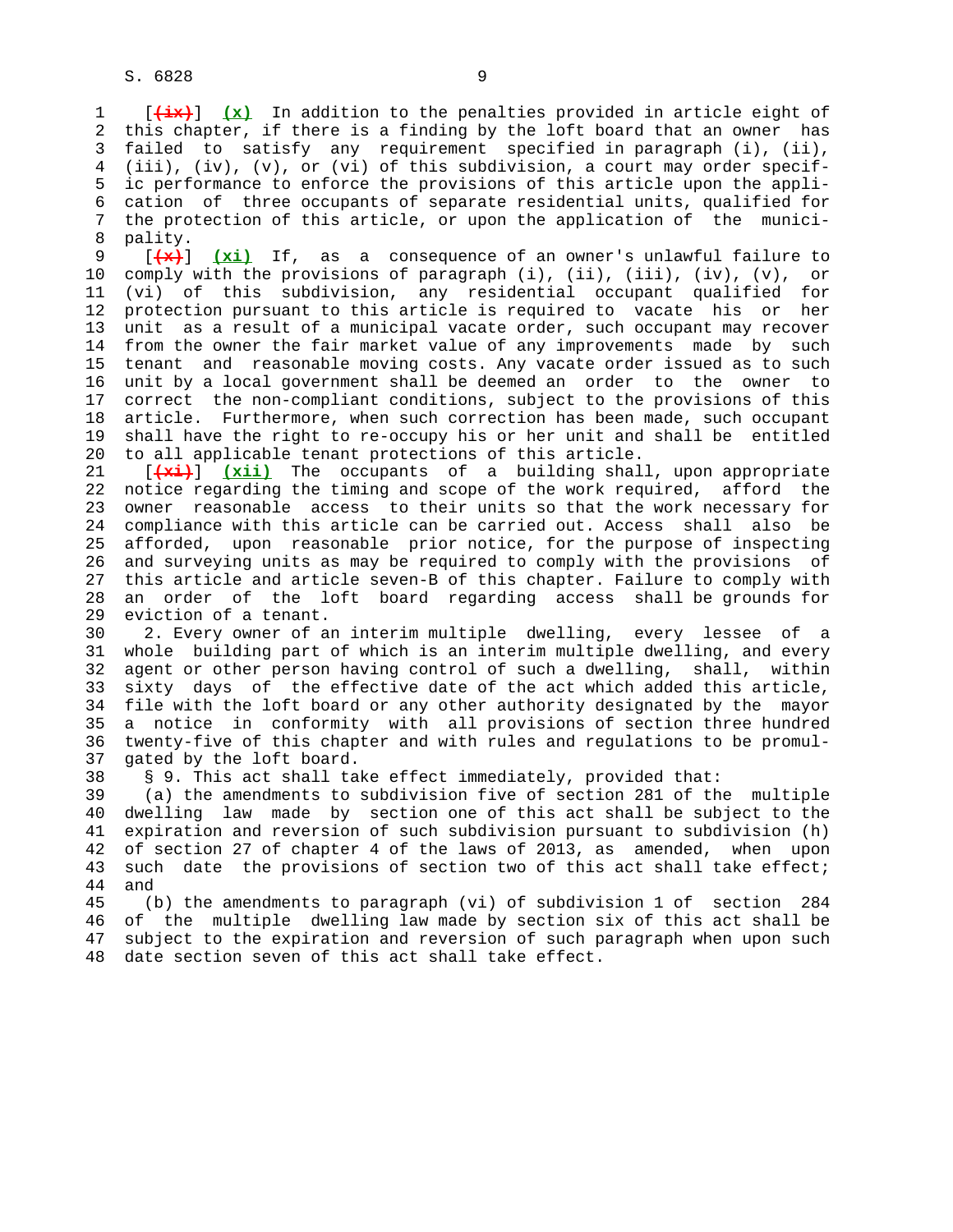[(ix)] **(x)** In addition to the penalties provided in article eight of this chapter, if there is a finding by the loft board that an owner has failed to satisfy any requirement specified in paragraph (i), (ii), (iii), (iv), (v), or (vi) of this subdivision, a court may order specific performance to enforce the provisions of this article upon the application of three occupants of separate residential units, qualified for the protection of this article, or upon the application of the municipality.

[(x)] **(xi)** If, as a consequence of an owner's unlawful failure to comply with the provisions of paragraph (i), (ii), (iii), (iv), (v), or (vi) of this subdivision, any residential occupant qualified for protection pursuant to this article is required to vacate his or her unit as a result of a municipal vacate order, such occupant may recover from the owner the fair market value of any improvements made by such tenant and reasonable moving costs. Any vacate order issued as to such unit by a local government shall be deemed an order to the owner to correct the non-compliant conditions, subject to the provisions of this article. Furthermore, when such correction has been made, such occupant shall have the right to re-occupy his or her unit and shall be entitled to all applicable tenant protections of this article.

[(xi)] **(xii)** The occupants of a building shall, upon appropriate notice regarding the timing and scope of the work required, afford the owner reasonable access to their units so that the work necessary for compliance with this article can be carried out. Access shall also be afforded, upon reasonable prior notice, for the purpose of inspecting and surveying units as may be required to comply with the provisions of this article and article seven-B of this chapter. Failure to comply with an order of the loft board regarding access shall be grounds for eviction of a tenant.

2. Every owner of an interim multiple dwelling, every lessee of a whole building part of which is an interim multiple dwelling, and every agent or other person having control of such a dwelling, shall, within sixty days of the effective date of the act which added this article, file with the loft board or any other authority designated by the mayor a notice in conformity with all provisions of section three hundred twenty-five of this chapter and with rules and regulations to be promulgated by the loft board.

§ 9. This act shall take effect immediately, provided that:

(a) the amendments to subdivision five of section 281 of the multiple dwelling law made by section one of this act shall be subject to the expiration and reversion of such subdivision pursuant to subdivision (h) of section 27 of chapter 4 of the laws of 2013, as amended, when upon such date the provisions of section two of this act shall take effect; and

(b) the amendments to paragraph (vi) of subdivision 1 of section 284 of the multiple dwelling law made by section six of this act shall be subject to the expiration and reversion of such paragraph when upon such date section seven of this act shall take effect.